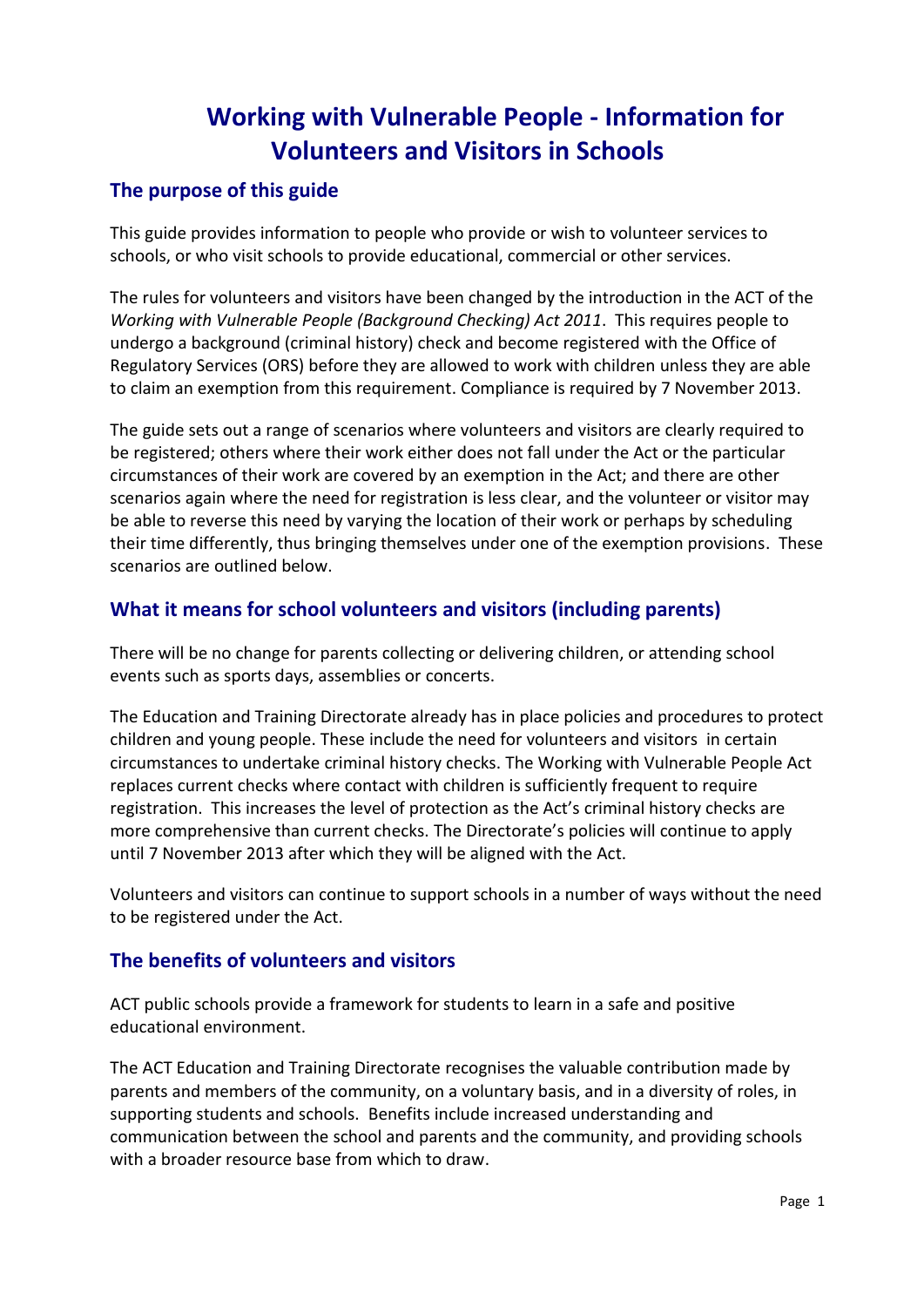# Working with Vulnerable People - Information for Volunteers and Visitors in Schools

## The purpose of this guide

This guide provides information to people who provide or wish to volunteer services to schools, or who visit schools to provide educational, commercial or other services.

The rules for volunteers and visitors have been changed by the introduction in the ACT of the *Working with Vulnerable People (Background Checking) Act 2011*. This requires people to undergo a background (criminal history) check and become registered with the Office of Regulatory Services (ORS) before they are allowed to work with children unless they are able to claim an exemption from this requirement. Compliance is required by 7 November 2013.

The guide sets out a range of scenarios where volunteers and visitors are clearly required to be registered; others where their work either does not fall under the Act or the particular circumstances of their work are covered by an exemption in the Act; and there are other scenarios again where the need for registration is less clear, and the volunteer or visitor may be able to reverse this need by varying the location of their work or perhaps by scheduling their time differently, thus bringing themselves under one of the exemption provisions. These scenarios are outlined below.

## What it means for school volunteers and visitors (including parents)

There will be no change for parents collecting or delivering children, or attending school events such as sports days, assemblies or concerts.

The Education and Training Directorate already has in place policies and procedures to protect children and young people. These include the need for volunteers and visitors in certain circumstances to undertake criminal history checks. The Working with Vulnerable People Act replaces current checks where contact with children is sufficiently frequent to require registration. This increases the level of protection as the Act's criminal history checks are more comprehensive than current checks. The Directorate's policies will continue to apply until 7 November 2013 after which they will be aligned with the Act.

Volunteers and visitors can continue to support schools in a number of ways without the need to be registered under the Act.

## The benefits of volunteers and visitors

ACT public schools provide a framework for students to learn in a safe and positive educational environment.

The ACT Education and Training Directorate recognises the valuable contribution made by parents and members of the community, on a voluntary basis, and in a diversity of roles, in supporting students and schools. Benefits include increased understanding and communication between the school and parents and the community, and providing schools with a broader resource base from which to draw.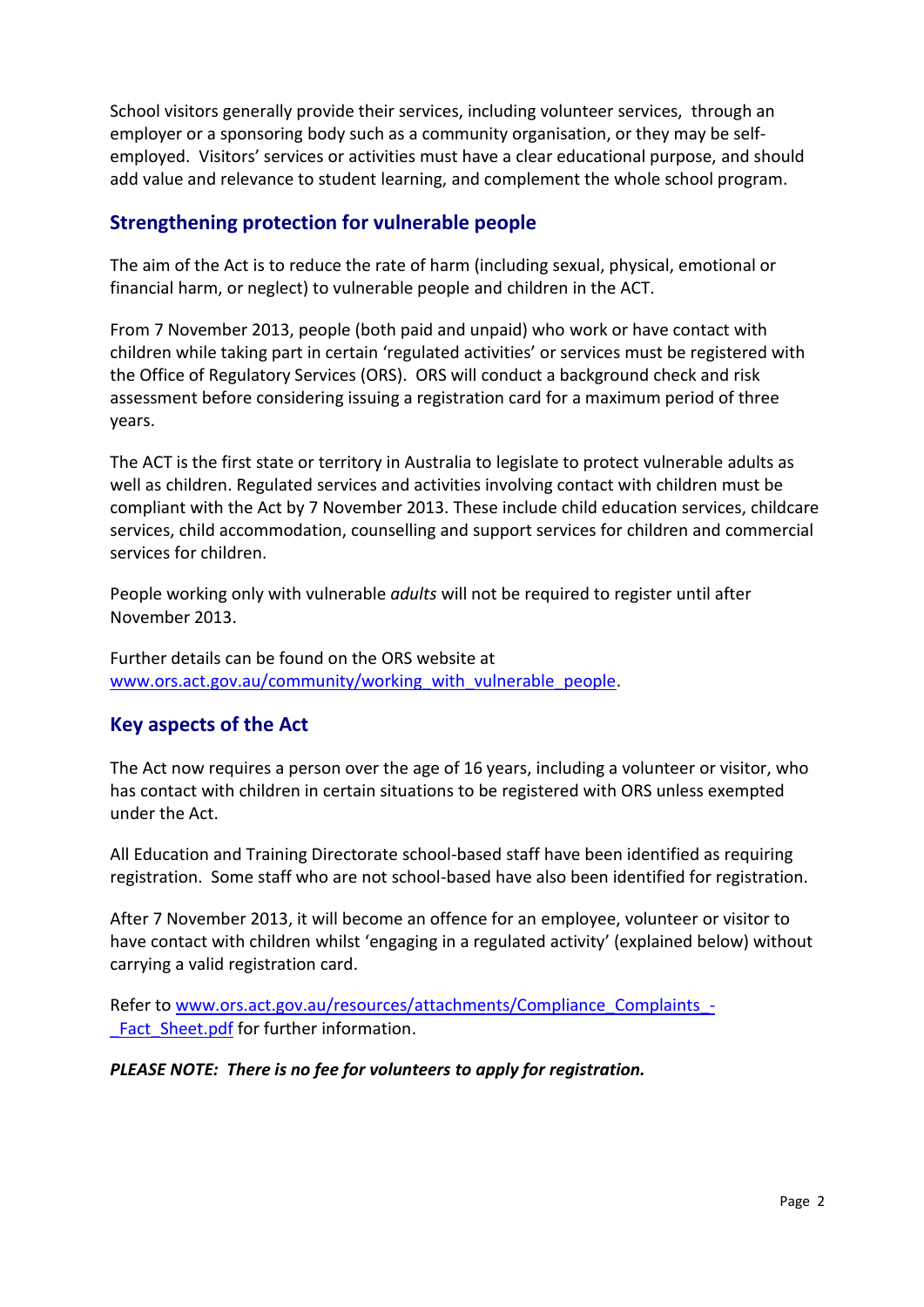School visitors generally provide their services, including volunteer services, through an employer or a sponsoring body such as a community organisation, or they may be self-employed. Visitors' services or activities must have a clear educational purpose, and should add value and relevance to student learning, and complement the whole school program.

## Strengthening protection for vulnerable people

The aim of the Act is to reduce the rate of harm (including sexual, physical, emotional or financial harm, or neglect) to vulnerable people and children in the ACT.

From 7 November 2013, people (both paid and unpaid) who work or have contact with children while taking part in certain 'regulated activities' or services must be registered with the Office of Regulatory Services (ORS). ORS will conduct a background check and risk assessment before considering issuing a registration card for a maximum period of three years.

The ACT is the first state or territory in Australia to legislate to protect vulnerable adults as well as children. Regulated services and activities involving contact with children must be compliant with the Act by 7 November 2013. These include child education services, childcare services, child accommodation, counselling and support services for children and commercial services for children.

People working only with vulnerable *adults* will not be required to register until after November 2013.

Further details can be found on the ORS website at [www.ors.act.gov.au/community/working_with_vulnerable_people](www.ors.act.gov.au/community/working_with_vulnerable_people).

## Key aspects of the Act

The Act now requires a person over the age of 16 years, including a volunteer or visitor, who has contact with children in certain situations to be registered with ORS unless exempted under the Act.

All Education and Training Directorate school-based staff have been identified as requiring registration. Some staff who are not school-based have also been identified for registration.

After 7 November 2013, it will become an offence for an employee, volunteer or visitor to have contact with children whilst 'engaging in a regulated activity' (explained below) without carrying a valid registration card.

Refer to [www.ors.act.gov.au/resources/attachments/Compliance_Complaints_-_Fact_Sheet.pdf](www.ors.act.gov.au/resources/attachments/Compliance_Complaints_-_Fact_Sheet.pdf) for further information.

***PLEASE NOTE: There is no fee for volunteers to apply for registration.***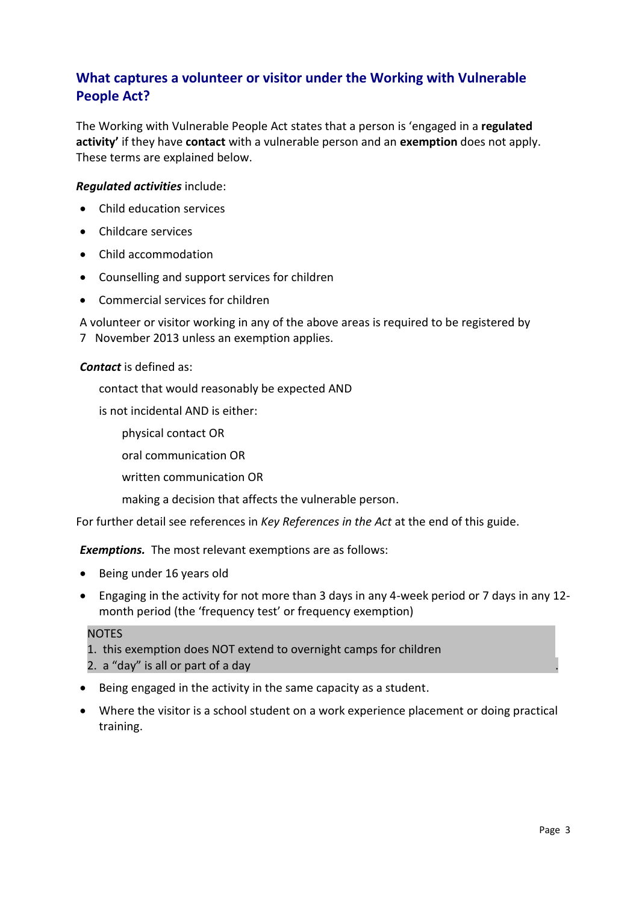## What captures a volunteer or visitor under the Working with Vulnerable People Act?

The Working with Vulnerable People Act states that a person is 'engaged in a **regulated activity'** if they have **contact** with a vulnerable person and an **exemption** does not apply. These terms are explained below.

***Regulated activities*** include:

- Child education services
- Childcare services
- Child accommodation
- Counselling and support services for children
- Commercial services for children

A volunteer or visitor working in any of the above areas is required to be registered by 7 November 2013 unless an exemption applies.

***Contact*** is defined as:

contact that would reasonably be expected AND

is not incidental AND is either:

physical contact OR

oral communication OR

written communication OR

making a decision that affects the vulnerable person.

For further detail see references in *Key References in the Act* at the end of this guide.

***Exemptions.*** The most relevant exemptions are as follows:

- Being under 16 years old
- Engaging in the activity for not more than 3 days in any 4-week period or 7 days in any 12-month period (the 'frequency test' or frequency exemption)

> NOTES
> 1. this exemption does NOT extend to overnight camps for children
> 2. a "day" is all or part of a day

- Being engaged in the activity in the same capacity as a student.
- Where the visitor is a school student on a work experience placement or doing practical training.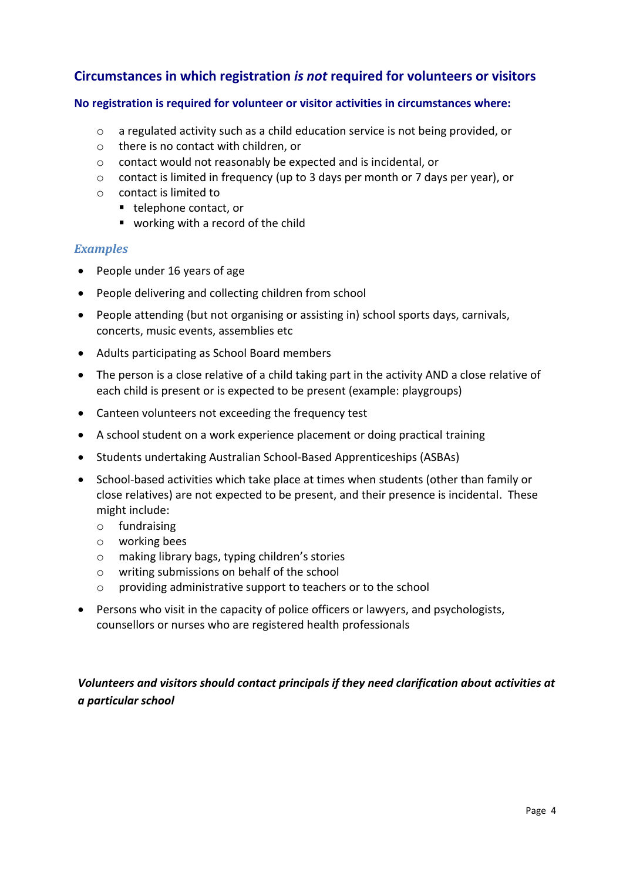## Circumstances in which registration *is not* required for volunteers or visitors

### No registration is required for volunteer or visitor activities in circumstances where:

- a regulated activity such as a child education service is not being provided, or
- there is no contact with children, or
- contact would not reasonably be expected and is incidental, or
- contact is limited in frequency (up to 3 days per month or 7 days per year), or
- contact is limited to
  - telephone contact, or
  - working with a record of the child

### *Examples*

- People under 16 years of age
- People delivering and collecting children from school
- People attending (but not organising or assisting in) school sports days, carnivals, concerts, music events, assemblies etc
- Adults participating as School Board members
- The person is a close relative of a child taking part in the activity AND a close relative of each child is present or is expected to be present (example: playgroups)
- Canteen volunteers not exceeding the frequency test
- A school student on a work experience placement or doing practical training
- Students undertaking Australian School-Based Apprenticeships (ASBAs)
- School-based activities which take place at times when students (other than family or close relatives) are not expected to be present, and their presence is incidental. These might include:
  - fundraising
  - working bees
  - making library bags, typing children's stories
  - writing submissions on behalf of the school
  - providing administrative support to teachers or to the school
- Persons who visit in the capacity of police officers or lawyers, and psychologists, counsellors or nurses who are registered health professionals

***Volunteers and visitors should contact principals if they need clarification about activities at a particular school***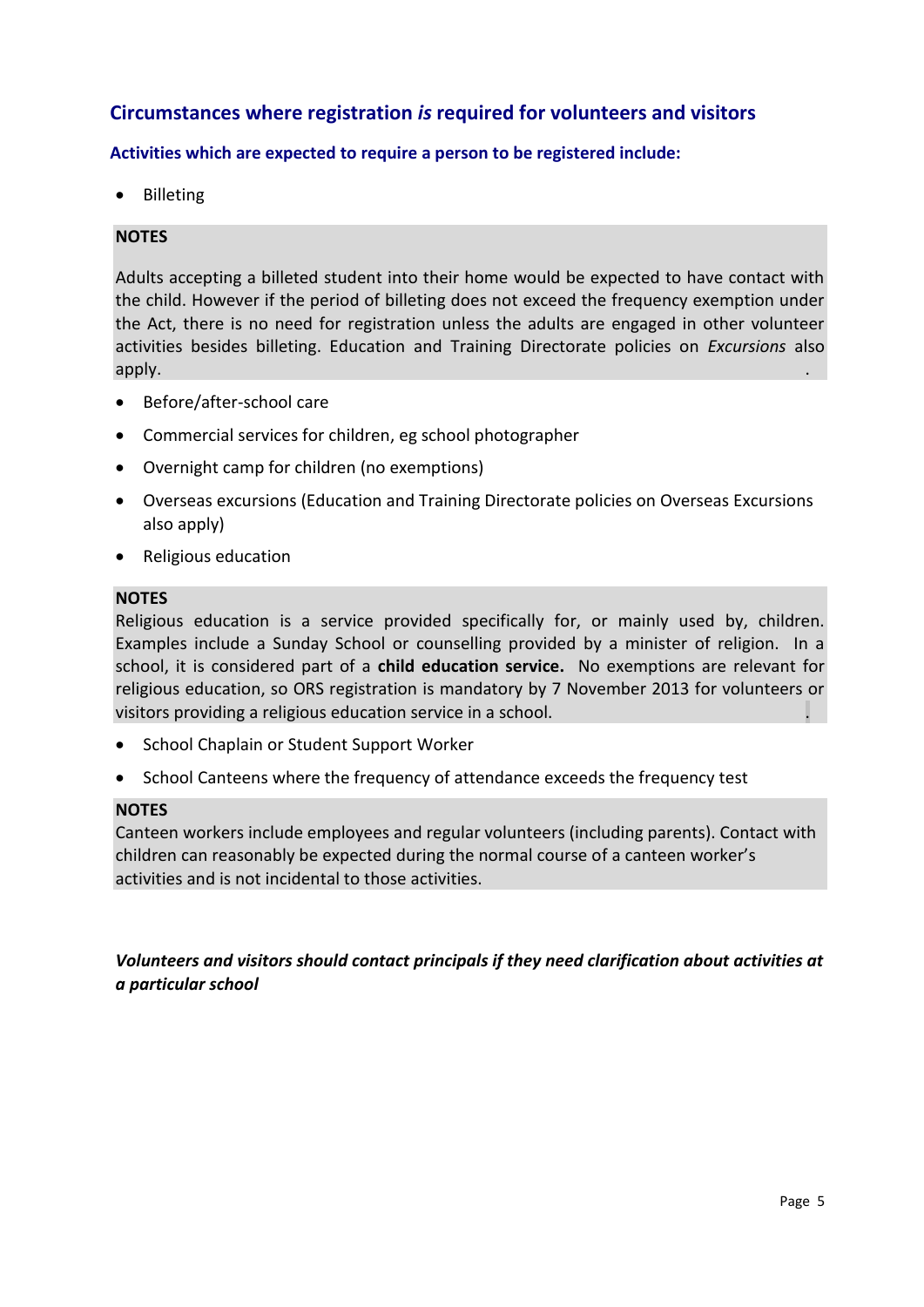## Circumstances where registration *is* required for volunteers and visitors

### Activities which are expected to require a person to be registered include:

- Billeting

**NOTES**

Adults accepting a billeted student into their home would be expected to have contact with the child. However if the period of billeting does not exceed the frequency exemption under the Act, there is no need for registration unless the adults are engaged in other volunteer activities besides billeting. Education and Training Directorate policies on *Excursions* also apply.

- Before/after-school care
- Commercial services for children, eg school photographer
- Overnight camp for children (no exemptions)
- Overseas excursions (Education and Training Directorate policies on Overseas Excursions also apply)
- Religious education

**NOTES**

Religious education is a service provided specifically for, or mainly used by, children. Examples include a Sunday School or counselling provided by a minister of religion. In a school, it is considered part of a **child education service.** No exemptions are relevant for religious education, so ORS registration is mandatory by 7 November 2013 for volunteers or visitors providing a religious education service in a school.

- School Chaplain or Student Support Worker
- School Canteens where the frequency of attendance exceeds the frequency test

**NOTES**

Canteen workers include employees and regular volunteers (including parents). Contact with children can reasonably be expected during the normal course of a canteen worker's activities and is not incidental to those activities.

***Volunteers and visitors should contact principals if they need clarification about activities at a particular school***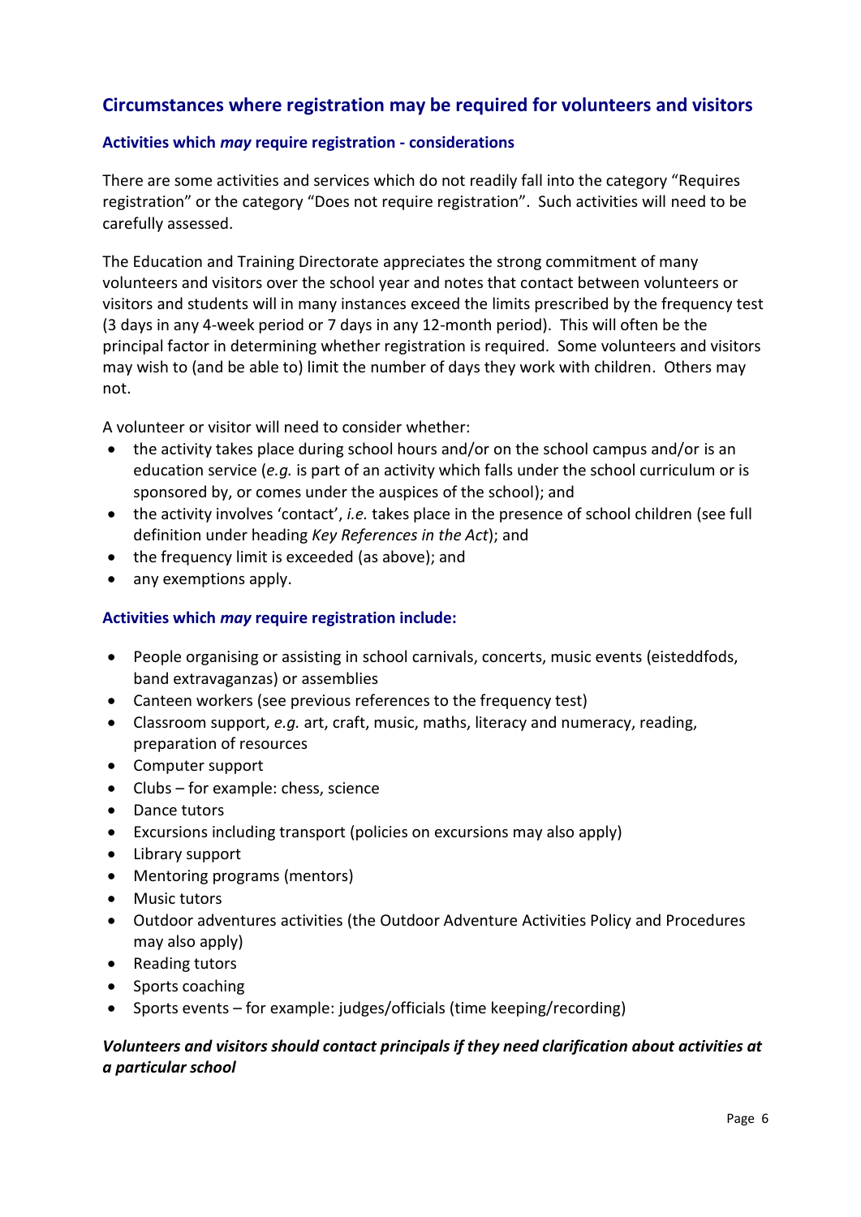## Circumstances where registration may be required for volunteers and visitors

### Activities which *may* require registration - considerations

There are some activities and services which do not readily fall into the category "Requires registration" or the category "Does not require registration". Such activities will need to be carefully assessed.

The Education and Training Directorate appreciates the strong commitment of many volunteers and visitors over the school year and notes that contact between volunteers or visitors and students will in many instances exceed the limits prescribed by the frequency test (3 days in any 4-week period or 7 days in any 12-month period). This will often be the principal factor in determining whether registration is required. Some volunteers and visitors may wish to (and be able to) limit the number of days they work with children. Others may not.

A volunteer or visitor will need to consider whether:

- the activity takes place during school hours and/or on the school campus and/or is an education service (*e.g.* is part of an activity which falls under the school curriculum or is sponsored by, or comes under the auspices of the school); and
- the activity involves 'contact', *i.e.* takes place in the presence of school children (see full definition under heading *Key References in the Act*); and
- the frequency limit is exceeded (as above); and
- any exemptions apply.

### Activities which *may* require registration include:

- People organising or assisting in school carnivals, concerts, music events (eisteddfods, band extravaganzas) or assemblies
- Canteen workers (see previous references to the frequency test)
- Classroom support, *e.g.* art, craft, music, maths, literacy and numeracy, reading, preparation of resources
- Computer support
- Clubs – for example: chess, science
- Dance tutors
- Excursions including transport (policies on excursions may also apply)
- Library support
- Mentoring programs (mentors)
- Music tutors
- Outdoor adventures activities (the Outdoor Adventure Activities Policy and Procedures may also apply)
- Reading tutors
- Sports coaching
- Sports events – for example: judges/officials (time keeping/recording)

***Volunteers and visitors should contact principals if they need clarification about activities at a particular school***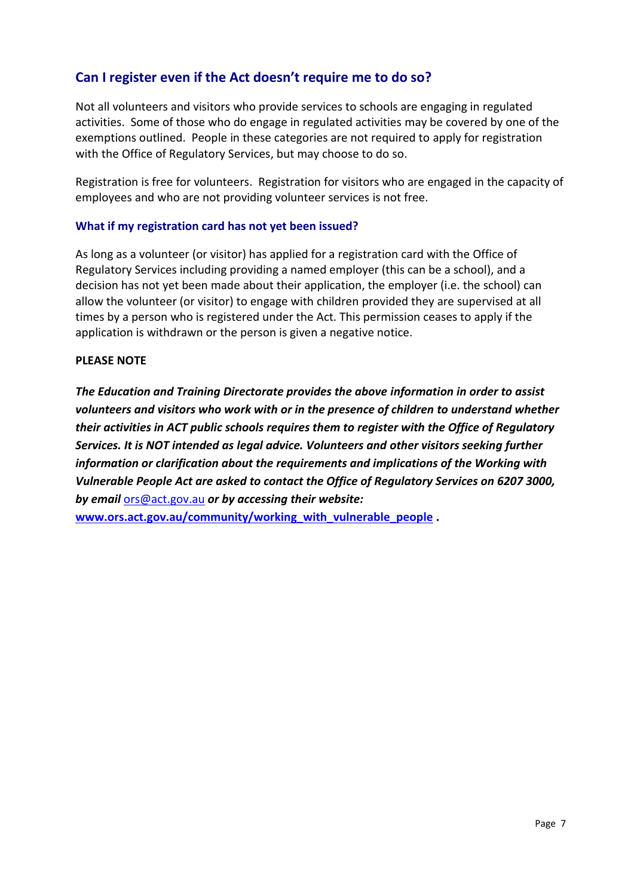## Can I register even if the Act doesn't require me to do so?

Not all volunteers and visitors who provide services to schools are engaging in regulated activities. Some of those who do engage in regulated activities may be covered by one of the exemptions outlined. People in these categories are not required to apply for registration with the Office of Regulatory Services, but may choose to do so.

Registration is free for volunteers. Registration for visitors who are engaged in the capacity of employees and who are not providing volunteer services is not free.

### What if my registration card has not yet been issued?

As long as a volunteer (or visitor) has applied for a registration card with the Office of Regulatory Services including providing a named employer (this can be a school), and a decision has not yet been made about their application, the employer (i.e. the school) can allow the volunteer (or visitor) to engage with children provided they are supervised at all times by a person who is registered under the Act. This permission ceases to apply if the application is withdrawn or the person is given a negative notice.

**PLEASE NOTE**

***The Education and Training Directorate provides the above information in order to assist volunteers and visitors who work with or in the presence of children to understand whether their activities in ACT public schools requires them to register with the Office of Regulatory Services. It is NOT intended as legal advice. Volunteers and other visitors seeking further information or clarification about the requirements and implications of the Working with Vulnerable People Act are asked to contact the Office of Regulatory Services on 6207 3000, by email*** [ors@act.gov.au](mailto:ors@act.gov.au) ***or by accessing their website:*** **[www.ors.act.gov.au/community/working_with_vulnerable_people](http://www.ors.act.gov.au/community/working_with_vulnerable_people) .**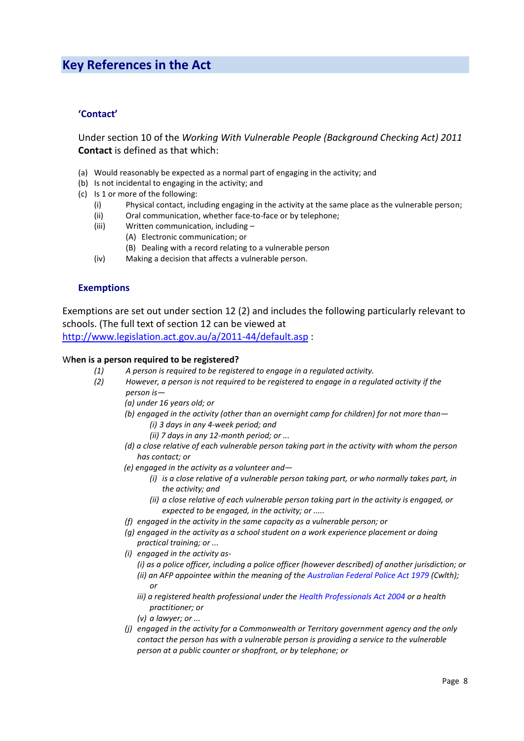## Key References in the Act

### 'Contact'

Under section 10 of the *Working With Vulnerable People (Background Checking Act) 2011* **Contact** is defined as that which:

(a) Would reasonably be expected as a normal part of engaging in the activity; and
(b) Is not incidental to engaging in the activity; and
(c) Is 1 or more of the following:
  (i) Physical contact, including engaging in the activity at the same place as the vulnerable person;
  (ii) Oral communication, whether face-to-face or by telephone;
  (iii) Written communication, including –
    (A) Electronic communication; or
    (B) Dealing with a record relating to a vulnerable person
  (iv) Making a decision that affects a vulnerable person.

### Exemptions

Exemptions are set out under section 12 (2) and includes the following particularly relevant to schools. (The full text of section 12 can be viewed at http://www.legislation.act.gov.au/a/2011-44/default.asp :

**When is a person required to be registered?**

*(1) A person is required to be registered to engage in a regulated activity.*

*(2) However, a person is not required to be registered to engage in a regulated activity if the person is—*

*(a) under 16 years old; or*

*(b) engaged in the activity (other than an overnight camp for children) for not more than—*
  *(i) 3 days in any 4-week period; and*
  *(ii) 7 days in any 12-month period; or ...*

*(d) a close relative of each vulnerable person taking part in the activity with whom the person has contact; or*

*(e) engaged in the activity as a volunteer and—*
  *(i) is a close relative of a vulnerable person taking part, or who normally takes part, in the activity; and*
  *(ii) a close relative of each vulnerable person taking part in the activity is engaged, or expected to be engaged, in the activity; or .....*

*(f) engaged in the activity in the same capacity as a vulnerable person; or*

*(g) engaged in the activity as a school student on a work experience placement or doing practical training; or ...*

*(i) engaged in the activity as-*
  *(i) as a police officer, including a police officer (however described) of another jurisdiction; or*
  *(ii) an AFP appointee within the meaning of the Australian Federal Police Act 1979 (Cwlth); or*
  *iii) a registered health professional under the Health Professionals Act 2004 or a health practitioner; or*
  *(v) a lawyer; or ...*

*(j) engaged in the activity for a Commonwealth or Territory government agency and the only contact the person has with a vulnerable person is providing a service to the vulnerable person at a public counter or shopfront, or by telephone; or*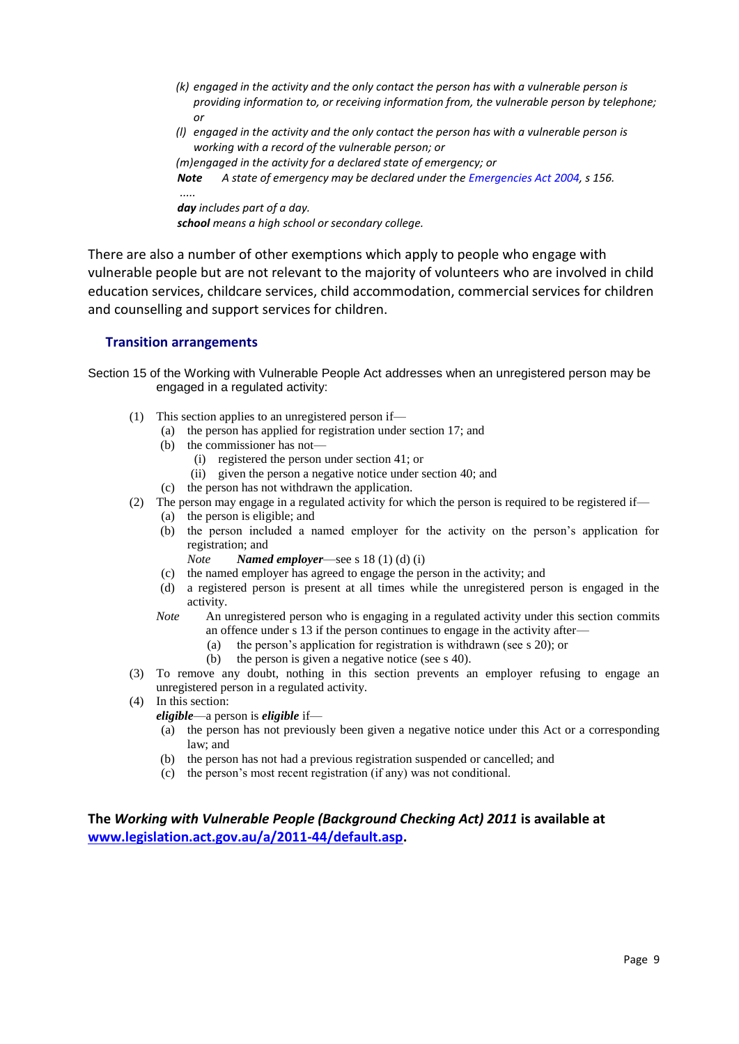*(k) engaged in the activity and the only contact the person has with a vulnerable person is providing information to, or receiving information from, the vulnerable person by telephone; or*

*(l) engaged in the activity and the only contact the person has with a vulnerable person is working with a record of the vulnerable person; or*

*(m)engaged in the activity for a declared state of emergency; or*

***Note*** *A state of emergency may be declared under the Emergencies Act 2004, s 156.*

*.....*

***day*** *includes part of a day.*

***school*** *means a high school or secondary college.*

There are also a number of other exemptions which apply to people who engage with vulnerable people but are not relevant to the majority of volunteers who are involved in child education services, childcare services, child accommodation, commercial services for children and counselling and support services for children.

### Transition arrangements

Section 15 of the Working with Vulnerable People Act addresses when an unregistered person may be engaged in a regulated activity:

(1) This section applies to an unregistered person if—

- (a) the person has applied for registration under section 17; and
- (b) the commissioner has not—
  - (i) registered the person under section 41; or
  - (ii) given the person a negative notice under section 40; and
- (c) the person has not withdrawn the application.

(2) The person may engage in a regulated activity for which the person is required to be registered if—

- (a) the person is eligible; and
- (b) the person included a named employer for the activity on the person's application for registration; and

  *Note* ***Named employer***—see s 18 (1) (d) (i)
- (c) the named employer has agreed to engage the person in the activity; and
- (d) a registered person is present at all times while the unregistered person is engaged in the activity.

*Note* An unregistered person who is engaging in a regulated activity under this section commits an offence under s 13 if the person continues to engage in the activity after—

- (a) the person's application for registration is withdrawn (see s 20); or
- (b) the person is given a negative notice (see s 40).

(3) To remove any doubt, nothing in this section prevents an employer refusing to engage an unregistered person in a regulated activity.

(4) In this section:

***eligible***—a person is ***eligible*** if—

- (a) the person has not previously been given a negative notice under this Act or a corresponding law; and
- (b) the person has not had a previous registration suspended or cancelled; and
- (c) the person's most recent registration (if any) was not conditional.

**The *Working with Vulnerable People (Background Checking Act) 2011* is available at [www.legislation.act.gov.au/a/2011-44/default.asp](www.legislation.act.gov.au/a/2011-44/default.asp).**